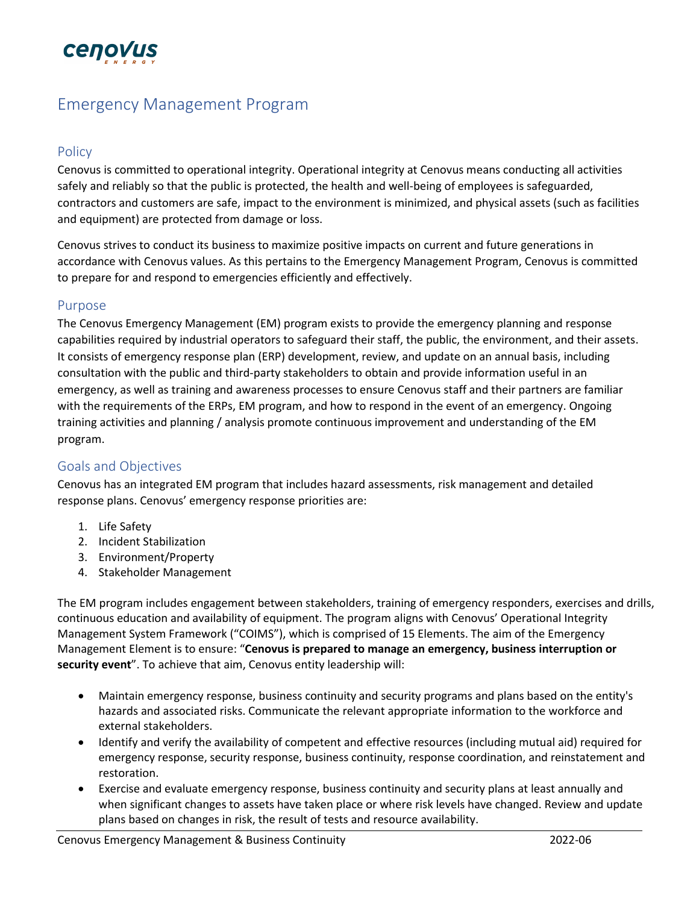# Emergency Management Program

## Policy

Cenovus is committed to operational integrity. Operational integrity at Cenovus means conducting all activities safely and reliably so that the public is protected, the health and well-being of employees is safeguarded, contractors and customers are safe, impact to the environment is minimized, and physical assets (such as facilities and equipment) are protected from damage or loss.

Cenovus strives to conduct its business to maximize positive impacts on current and future generations in accordance with Cenovus values. As this pertains to the Emergency Management Program, Cenovus is committed to prepare for and respond to emergencies efficiently and effectively.

## Purpose

The Cenovus Emergency Management (EM) program exists to provide the emergency planning and response capabilities required by industrial operators to safeguard their staff, the public, the environment, and their assets. It consists of emergency response plan (ERP) development, review, and update on an annual basis, including consultation with the public and third-party stakeholders to obtain and provide information useful in an emergency, as well as training and awareness processes to ensure Cenovus staff and their partners are familiar with the requirements of the ERPs, EM program, and how to respond in the event of an emergency. Ongoing training activities and planning / analysis promote continuous improvement and understanding of the EM program.

## Goals and Objectives

Cenovus has an integrated EM program that includes hazard assessments, risk management and detailed response plans. Cenovus' emergency response priorities are:

1. Life Safety
2. Incident Stabilization
3. Environment/Property
4. Stakeholder Management

The EM program includes engagement between stakeholders, training of emergency responders, exercises and drills, continuous education and availability of equipment. The program aligns with Cenovus' Operational Integrity Management System Framework ("COIMS"), which is comprised of 15 Elements. The aim of the Emergency Management Element is to ensure: "**Cenovus is prepared to manage an emergency, business interruption or security event**". To achieve that aim, Cenovus entity leadership will:

- Maintain emergency response, business continuity and security programs and plans based on the entity's hazards and associated risks. Communicate the relevant appropriate information to the workforce and external stakeholders.
- Identify and verify the availability of competent and effective resources (including mutual aid) required for emergency response, security response, business continuity, response coordination, and reinstatement and restoration.
- Exercise and evaluate emergency response, business continuity and security plans at least annually and when significant changes to assets have taken place or where risk levels have changed. Review and update plans based on changes in risk, the result of tests and resource availability.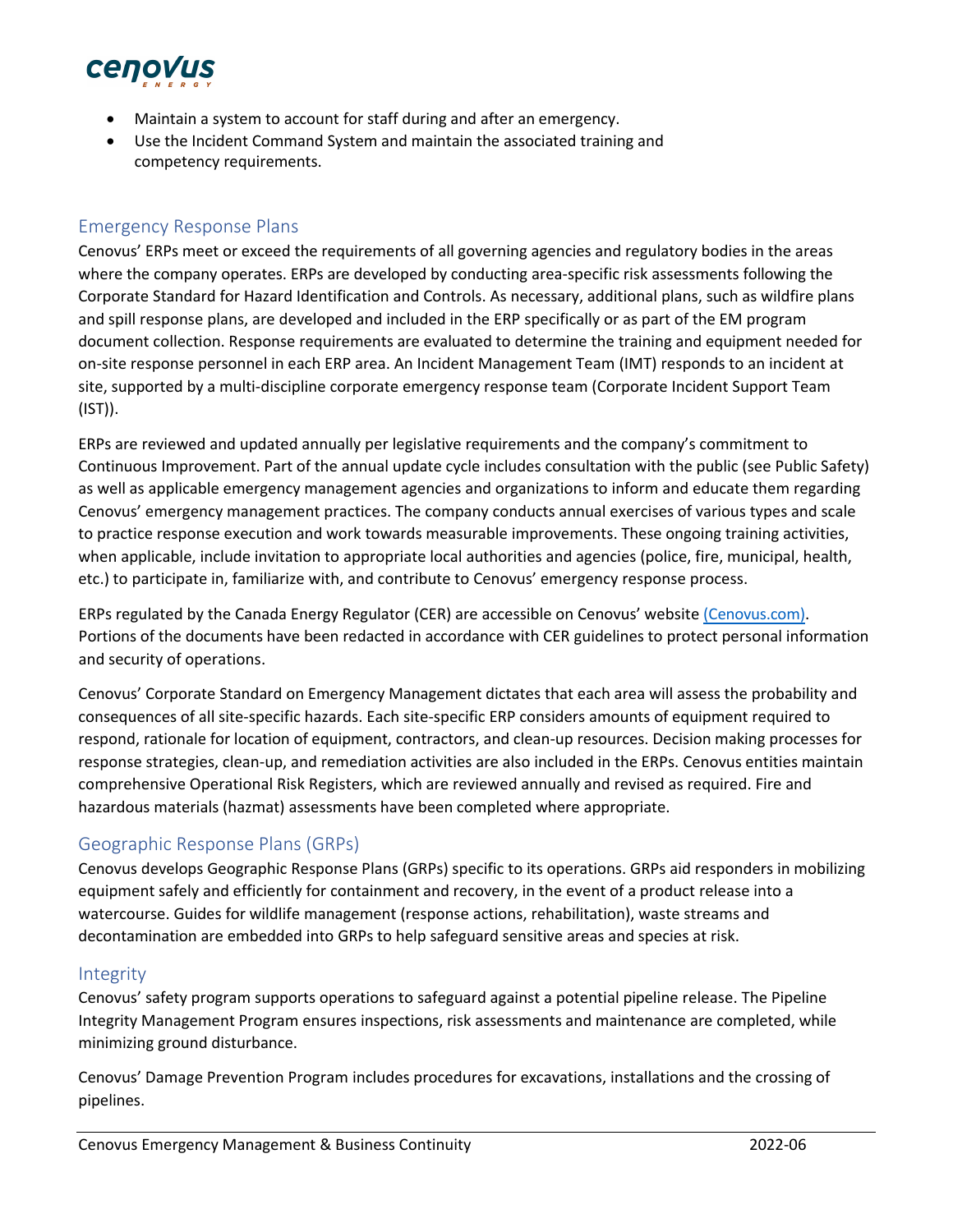- Maintain a system to account for staff during and after an emergency.
- Use the Incident Command System and maintain the associated training and competency requirements.

## Emergency Response Plans

Cenovus' ERPs meet or exceed the requirements of all governing agencies and regulatory bodies in the areas where the company operates. ERPs are developed by conducting area-specific risk assessments following the Corporate Standard for Hazard Identification and Controls. As necessary, additional plans, such as wildfire plans and spill response plans, are developed and included in the ERP specifically or as part of the EM program document collection. Response requirements are evaluated to determine the training and equipment needed for on-site response personnel in each ERP area. An Incident Management Team (IMT) responds to an incident at site, supported by a multi-discipline corporate emergency response team (Corporate Incident Support Team (IST)).

ERPs are reviewed and updated annually per legislative requirements and the company's commitment to Continuous Improvement. Part of the annual update cycle includes consultation with the public (see Public Safety) as well as applicable emergency management agencies and organizations to inform and educate them regarding Cenovus' emergency management practices. The company conducts annual exercises of various types and scale to practice response execution and work towards measurable improvements. These ongoing training activities, when applicable, include invitation to appropriate local authorities and agencies (police, fire, municipal, health, etc.) to participate in, familiarize with, and contribute to Cenovus' emergency response process.

ERPs regulated by the Canada Energy Regulator (CER) are accessible on Cenovus' website (Cenovus.com). Portions of the documents have been redacted in accordance with CER guidelines to protect personal information and security of operations.

Cenovus' Corporate Standard on Emergency Management dictates that each area will assess the probability and consequences of all site-specific hazards. Each site-specific ERP considers amounts of equipment required to respond, rationale for location of equipment, contractors, and clean-up resources. Decision making processes for response strategies, clean-up, and remediation activities are also included in the ERPs. Cenovus entities maintain comprehensive Operational Risk Registers, which are reviewed annually and revised as required. Fire and hazardous materials (hazmat) assessments have been completed where appropriate.

## Geographic Response Plans (GRPs)

Cenovus develops Geographic Response Plans (GRPs) specific to its operations. GRPs aid responders in mobilizing equipment safely and efficiently for containment and recovery, in the event of a product release into a watercourse. Guides for wildlife management (response actions, rehabilitation), waste streams and decontamination are embedded into GRPs to help safeguard sensitive areas and species at risk.

## Integrity

Cenovus' safety program supports operations to safeguard against a potential pipeline release. The Pipeline Integrity Management Program ensures inspections, risk assessments and maintenance are completed, while minimizing ground disturbance.

Cenovus' Damage Prevention Program includes procedures for excavations, installations and the crossing of pipelines.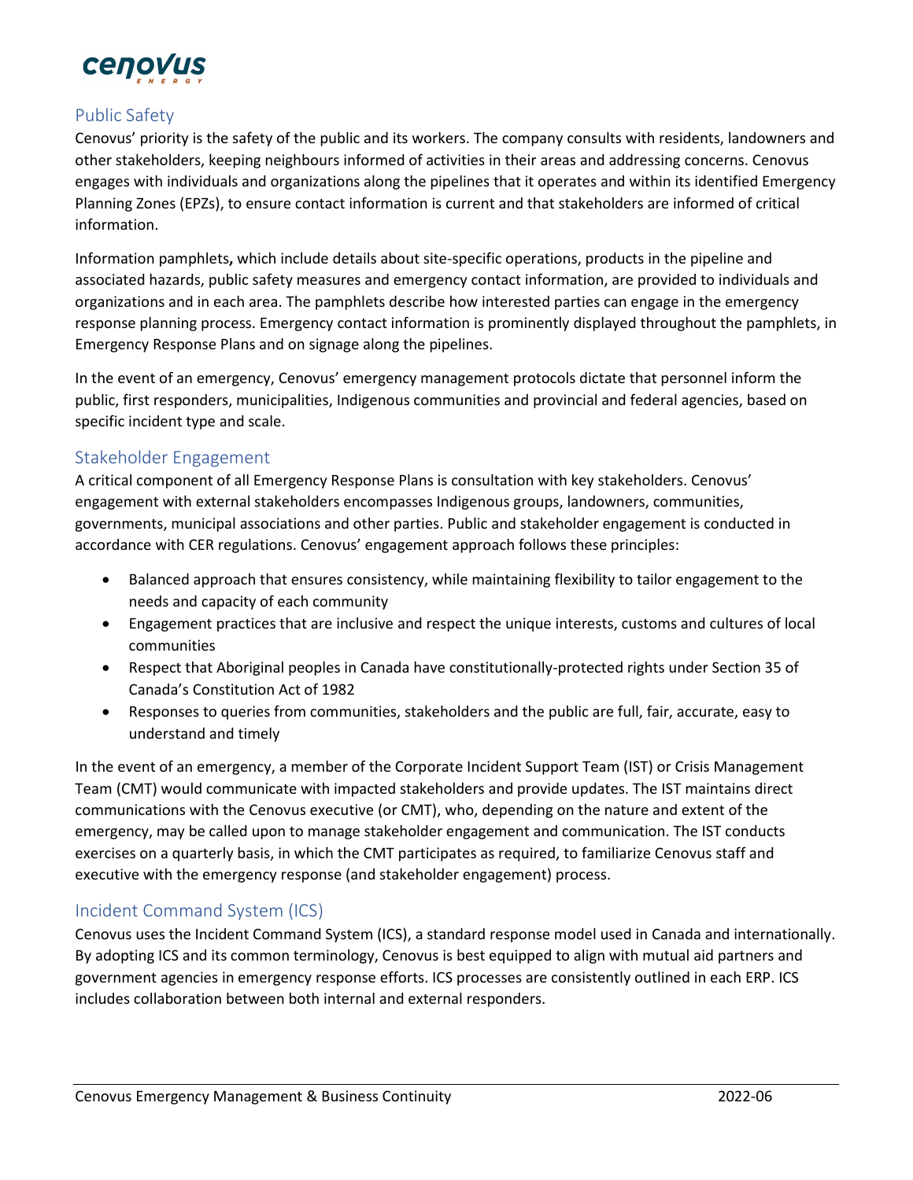## Public Safety

Cenovus' priority is the safety of the public and its workers. The company consults with residents, landowners and other stakeholders, keeping neighbours informed of activities in their areas and addressing concerns. Cenovus engages with individuals and organizations along the pipelines that it operates and within its identified Emergency Planning Zones (EPZs), to ensure contact information is current and that stakeholders are informed of critical information.

Information pamphlets**,** which include details about site-specific operations, products in the pipeline and associated hazards, public safety measures and emergency contact information, are provided to individuals and organizations and in each area. The pamphlets describe how interested parties can engage in the emergency response planning process. Emergency contact information is prominently displayed throughout the pamphlets, in Emergency Response Plans and on signage along the pipelines.

In the event of an emergency, Cenovus' emergency management protocols dictate that personnel inform the public, first responders, municipalities, Indigenous communities and provincial and federal agencies, based on specific incident type and scale.

## Stakeholder Engagement

A critical component of all Emergency Response Plans is consultation with key stakeholders. Cenovus' engagement with external stakeholders encompasses Indigenous groups, landowners, communities, governments, municipal associations and other parties. Public and stakeholder engagement is conducted in accordance with CER regulations. Cenovus' engagement approach follows these principles:

- Balanced approach that ensures consistency, while maintaining flexibility to tailor engagement to the needs and capacity of each community
- Engagement practices that are inclusive and respect the unique interests, customs and cultures of local communities
- Respect that Aboriginal peoples in Canada have constitutionally-protected rights under Section 35 of Canada's Constitution Act of 1982
- Responses to queries from communities, stakeholders and the public are full, fair, accurate, easy to understand and timely

In the event of an emergency, a member of the Corporate Incident Support Team (IST) or Crisis Management Team (CMT) would communicate with impacted stakeholders and provide updates. The IST maintains direct communications with the Cenovus executive (or CMT), who, depending on the nature and extent of the emergency, may be called upon to manage stakeholder engagement and communication. The IST conducts exercises on a quarterly basis, in which the CMT participates as required, to familiarize Cenovus staff and executive with the emergency response (and stakeholder engagement) process.

## Incident Command System (ICS)

Cenovus uses the Incident Command System (ICS), a standard response model used in Canada and internationally. By adopting ICS and its common terminology, Cenovus is best equipped to align with mutual aid partners and government agencies in emergency response efforts. ICS processes are consistently outlined in each ERP. ICS includes collaboration between both internal and external responders.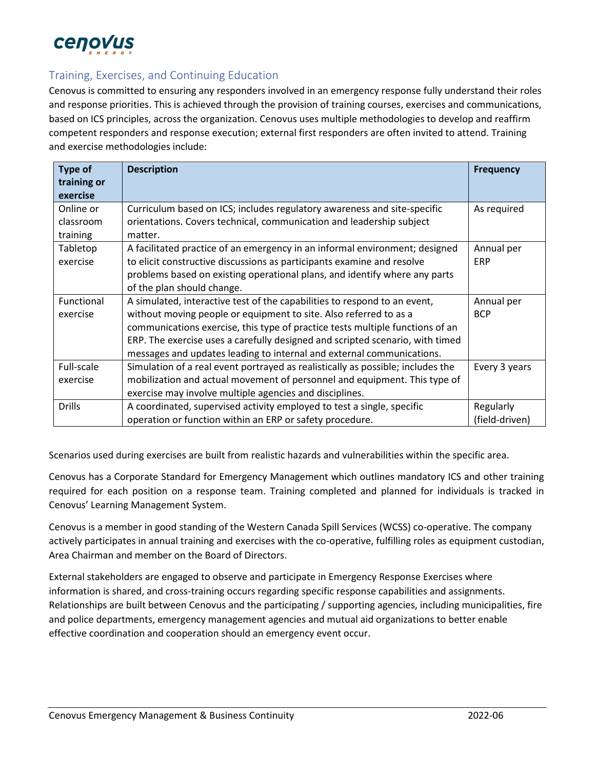## Training, Exercises, and Continuing Education

Cenovus is committed to ensuring any responders involved in an emergency response fully understand their roles and response priorities. This is achieved through the provision of training courses, exercises and communications, based on ICS principles, across the organization. Cenovus uses multiple methodologies to develop and reaffirm competent responders and response execution; external first responders are often invited to attend. Training and exercise methodologies include:

| Type of training or exercise | Description | Frequency |
|---|---|---|
| Online or classroom training | Curriculum based on ICS; includes regulatory awareness and site-specific orientations. Covers technical, communication and leadership subject matter. | As required |
| Tabletop exercise | A facilitated practice of an emergency in an informal environment; designed to elicit constructive discussions as participants examine and resolve problems based on existing operational plans, and identify where any parts of the plan should change. | Annual per ERP |
| Functional exercise | A simulated, interactive test of the capabilities to respond to an event, without moving people or equipment to site. Also referred to as a communications exercise, this type of practice tests multiple functions of an ERP. The exercise uses a carefully designed and scripted scenario, with timed messages and updates leading to internal and external communications. | Annual per BCP |
| Full-scale exercise | Simulation of a real event portrayed as realistically as possible; includes the mobilization and actual movement of personnel and equipment. This type of exercise may involve multiple agencies and disciplines. | Every 3 years |
| Drills | A coordinated, supervised activity employed to test a single, specific operation or function within an ERP or safety procedure. | Regularly (field-driven) |

Scenarios used during exercises are built from realistic hazards and vulnerabilities within the specific area.

Cenovus has a Corporate Standard for Emergency Management which outlines mandatory ICS and other training required for each position on a response team. Training completed and planned for individuals is tracked in Cenovus' Learning Management System.

Cenovus is a member in good standing of the Western Canada Spill Services (WCSS) co-operative. The company actively participates in annual training and exercises with the co-operative, fulfilling roles as equipment custodian, Area Chairman and member on the Board of Directors.

External stakeholders are engaged to observe and participate in Emergency Response Exercises where information is shared, and cross-training occurs regarding specific response capabilities and assignments. Relationships are built between Cenovus and the participating / supporting agencies, including municipalities, fire and police departments, emergency management agencies and mutual aid organizations to better enable effective coordination and cooperation should an emergency event occur.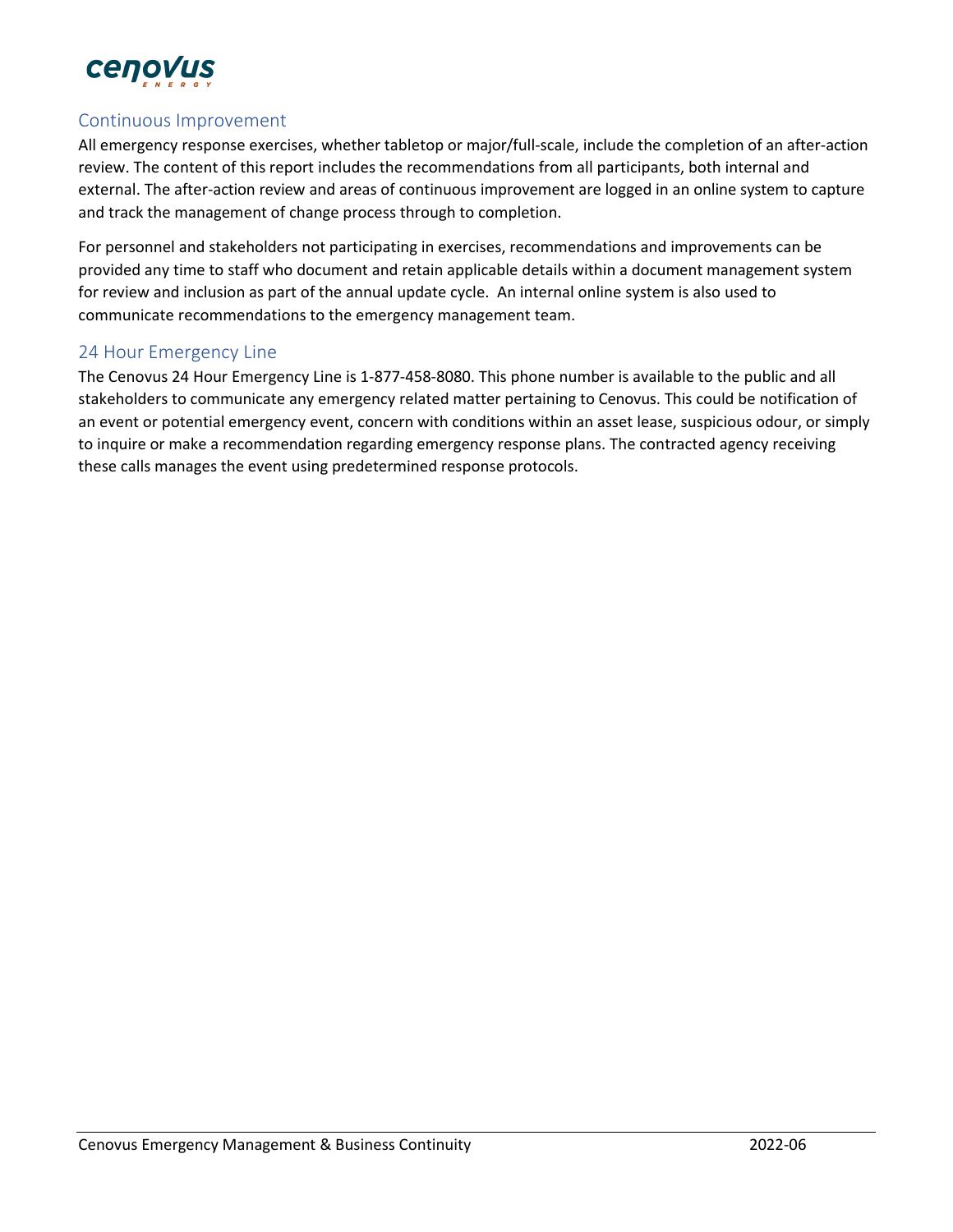## Continuous Improvement

All emergency response exercises, whether tabletop or major/full-scale, include the completion of an after-action review. The content of this report includes the recommendations from all participants, both internal and external. The after-action review and areas of continuous improvement are logged in an online system to capture and track the management of change process through to completion.

For personnel and stakeholders not participating in exercises, recommendations and improvements can be provided any time to staff who document and retain applicable details within a document management system for review and inclusion as part of the annual update cycle. An internal online system is also used to communicate recommendations to the emergency management team.

## 24 Hour Emergency Line

The Cenovus 24 Hour Emergency Line is 1-877-458-8080. This phone number is available to the public and all stakeholders to communicate any emergency related matter pertaining to Cenovus. This could be notification of an event or potential emergency event, concern with conditions within an asset lease, suspicious odour, or simply to inquire or make a recommendation regarding emergency response plans. The contracted agency receiving these calls manages the event using predetermined response protocols.